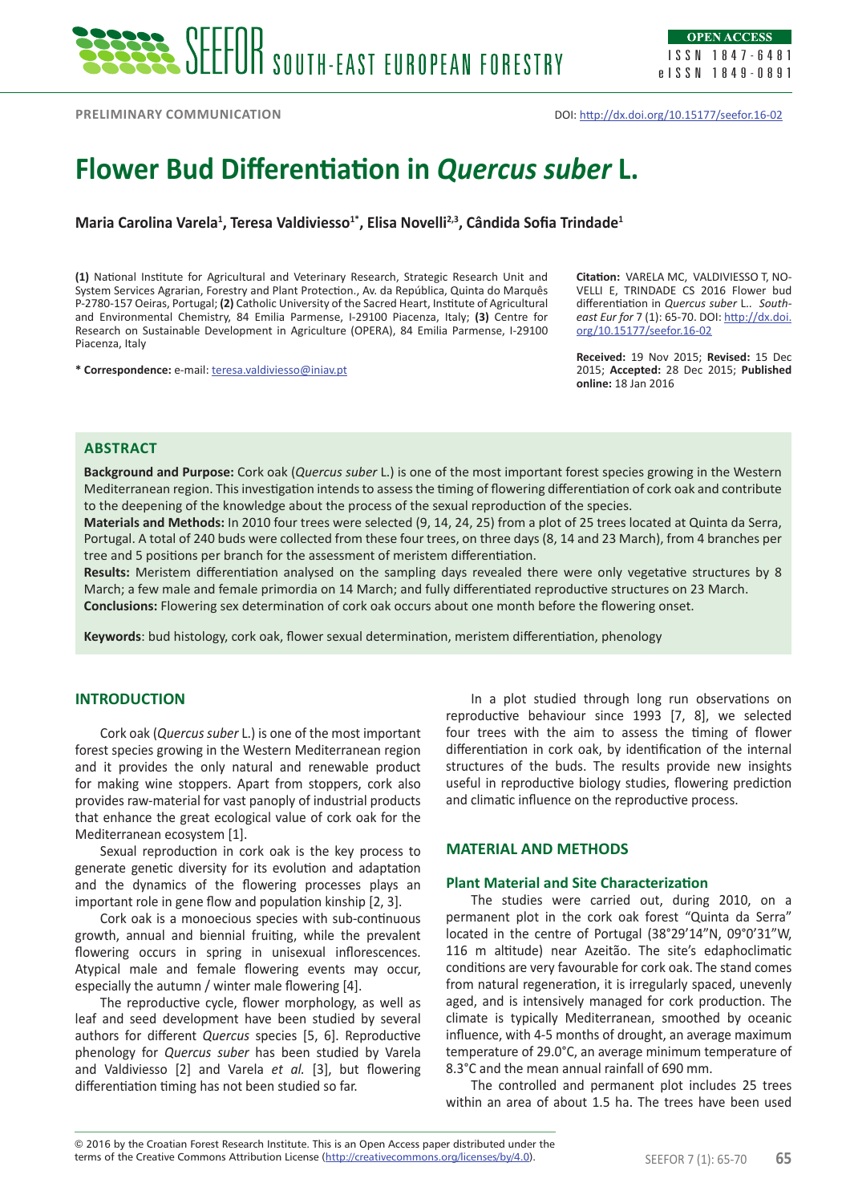PRELIMINARY COMMUNICATION

DOI: http://dx.doi.org/10.15177/seefor.16-02

# Flower Bud Differentiation in *Quercus suber* L.

**Maria Carolina Varela[1], Teresa Valdiviesso[1*], Elisa Novelli[2,3], Cândida Sofia Trindade[1]**

**(1)** National Institute for Agricultural and Veterinary Research, Strategic Research Unit and System Services Agrarian, Forestry and Plant Protection., Av. da República, Quinta do Marquês P-2780-157 Oeiras, Portugal; **(2)** Catholic University of the Sacred Heart, Institute of Agricultural and Environmental Chemistry, 84 Emilia Parmense, I-29100 Piacenza, Italy; **(3)** Centre for Research on Sustainable Development in Agriculture (OPERA), 84 Emilia Parmense, I-29100 Piacenza, Italy

**\* Correspondence:** e-mail: teresa.valdiviesso@iniav.pt

**Citation:** VARELA MC, VALDIVIESSO T, NOVELLI E, TRINDADE CS 2016 Flower bud differentiation in *Quercus suber* L.. *South-east Eur for* 7 (1): 65-70. DOI: http://dx.doi.org/10.15177/seefor.16-02

**Received:** 19 Nov 2015; **Revised:** 15 Dec 2015; **Accepted:** 28 Dec 2015; **Published online:** 18 Jan 2016

## ABSTRACT

**Background and Purpose:** Cork oak (*Quercus suber* L.) is one of the most important forest species growing in the Western Mediterranean region. This investigation intends to assess the timing of flowering differentiation of cork oak and contribute to the deepening of the knowledge about the process of the sexual reproduction of the species.

**Materials and Methods:** In 2010 four trees were selected (9, 14, 24, 25) from a plot of 25 trees located at Quinta da Serra, Portugal. A total of 240 buds were collected from these four trees, on three days (8, 14 and 23 March), from 4 branches per tree and 5 positions per branch for the assessment of meristem differentiation.

**Results:** Meristem differentiation analysed on the sampling days revealed there were only vegetative structures by 8 March; a few male and female primordia on 14 March; and fully differentiated reproductive structures on 23 March.

**Conclusions:** Flowering sex determination of cork oak occurs about one month before the flowering onset.

**Keywords**: bud histology, cork oak, flower sexual determination, meristem differentiation, phenology

## INTRODUCTION

Cork oak (*Quercus suber* L.) is one of the most important forest species growing in the Western Mediterranean region and it provides the only natural and renewable product for making wine stoppers. Apart from stoppers, cork also provides raw-material for vast panoply of industrial products that enhance the great ecological value of cork oak for the Mediterranean ecosystem [1].

Sexual reproduction in cork oak is the key process to generate genetic diversity for its evolution and adaptation and the dynamics of the flowering processes plays an important role in gene flow and population kinship [2, 3].

Cork oak is a monoecious species with sub-continuous growth, annual and biennial fruiting, while the prevalent flowering occurs in spring in unisexual inflorescences. Atypical male and female flowering events may occur, especially the autumn / winter male flowering [4].

The reproductive cycle, flower morphology, as well as leaf and seed development have been studied by several authors for different *Quercus* species [5, 6]. Reproductive phenology for *Quercus suber* has been studied by Varela and Valdiviesso [2] and Varela *et al.* [3], but flowering differentiation timing has not been studied so far.

In a plot studied through long run observations on reproductive behaviour since 1993 [7, 8], we selected four trees with the aim to assess the timing of flower differentiation in cork oak, by identification of the internal structures of the buds. The results provide new insights useful in reproductive biology studies, flowering prediction and climatic influence on the reproductive process.

## MATERIAL AND METHODS

### Plant Material and Site Characterization

The studies were carried out, during 2010, on a permanent plot in the cork oak forest "Quinta da Serra" located in the centre of Portugal (38°29'14"N, 09°0'31"W, 116 m altitude) near Azeitão. The site's edaphoclimatic conditions are very favourable for cork oak. The stand comes from natural regeneration, it is irregularly spaced, unevenly aged, and is intensively managed for cork production. The climate is typically Mediterranean, smoothed by oceanic influence, with 4-5 months of drought, an average maximum temperature of 29.0°C, an average minimum temperature of 8.3°C and the mean annual rainfall of 690 mm.

The controlled and permanent plot includes 25 trees within an area of about 1.5 ha. The trees have been used

© 2016 by the Croatian Forest Research Institute. This is an Open Access paper distributed under the terms of the Creative Commons Attribution License (http://creativecommons.org/licenses/by/4.0).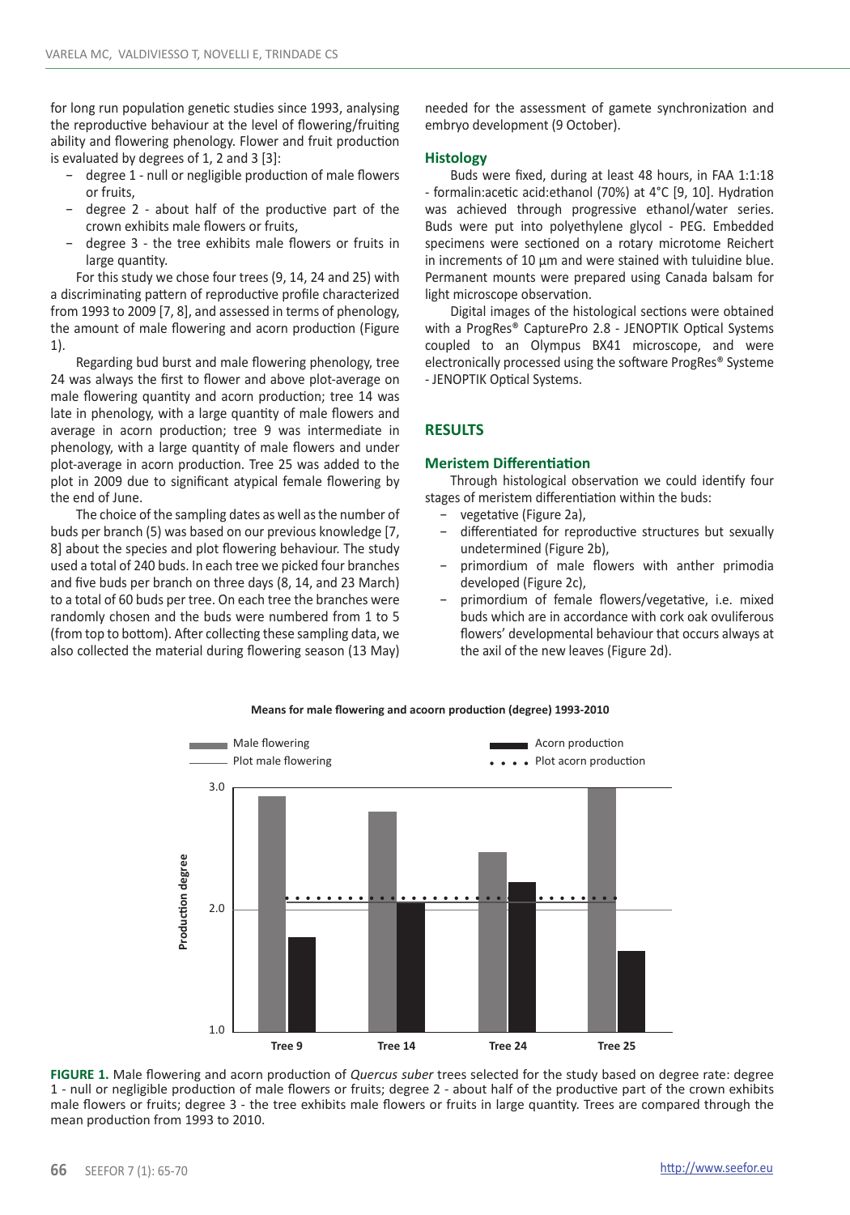for long run population genetic studies since 1993, analysing the reproductive behaviour at the level of flowering/fruiting ability and flowering phenology. Flower and fruit production is evaluated by degrees of 1, 2 and 3 [3]:

- degree 1 - null or negligible production of male flowers or fruits,
- degree 2 - about half of the productive part of the crown exhibits male flowers or fruits,
- degree 3 - the tree exhibits male flowers or fruits in large quantity.

For this study we chose four trees (9, 14, 24 and 25) with a discriminating pattern of reproductive profile characterized from 1993 to 2009 [7, 8], and assessed in terms of phenology, the amount of male flowering and acorn production (Figure 1).

Regarding bud burst and male flowering phenology, tree 24 was always the first to flower and above plot-average on male flowering quantity and acorn production; tree 14 was late in phenology, with a large quantity of male flowers and average in acorn production; tree 9 was intermediate in phenology, with a large quantity of male flowers and under plot-average in acorn production. Tree 25 was added to the plot in 2009 due to significant atypical female flowering by the end of June.

The choice of the sampling dates as well as the number of buds per branch (5) was based on our previous knowledge [7, 8] about the species and plot flowering behaviour. The study used a total of 240 buds. In each tree we picked four branches and five buds per branch on three days (8, 14, and 23 March) to a total of 60 buds per tree. On each tree the branches were randomly chosen and the buds were numbered from 1 to 5 (from top to bottom). After collecting these sampling data, we also collected the material during flowering season (13 May) needed for the assessment of gamete synchronization and embryo development (9 October).

### Histology

Buds were fixed, during at least 48 hours, in FAA 1:1:18 - formalin:acetic acid:ethanol (70%) at 4°C [9, 10]. Hydration was achieved through progressive ethanol/water series. Buds were put into polyethylene glycol - PEG. Embedded specimens were sectioned on a rotary microtome Reichert in increments of 10 µm and were stained with tuluidine blue. Permanent mounts were prepared using Canada balsam for light microscope observation.

Digital images of the histological sections were obtained with a ProgRes® CapturePro 2.8 - JENOPTIK Optical Systems coupled to an Olympus BX41 microscope, and were electronically processed using the software ProgRes® Systeme - JENOPTIK Optical Systems.

## RESULTS

### Meristem Differentiation

Through histological observation we could identify four stages of meristem differentiation within the buds:

- vegetative (Figure 2a),
- differentiated for reproductive structures but sexually undetermined (Figure 2b),
- primordium of male flowers with anther primodia developed (Figure 2c),
- primordium of female flowers/vegetative, i.e. mixed buds which are in accordance with cork oak ovuliferous flowers' developmental behaviour that occurs always at the axil of the new leaves (Figure 2d).

**FIGURE 1.** Male flowering and acorn production of *Quercus suber* trees selected for the study based on degree rate: degree 1 - null or negligible production of male flowers or fruits; degree 2 - about half of the productive part of the crown exhibits male flowers or fruits; degree 3 - the tree exhibits male flowers or fruits in large quantity. Trees are compared through the mean production from 1993 to 2010.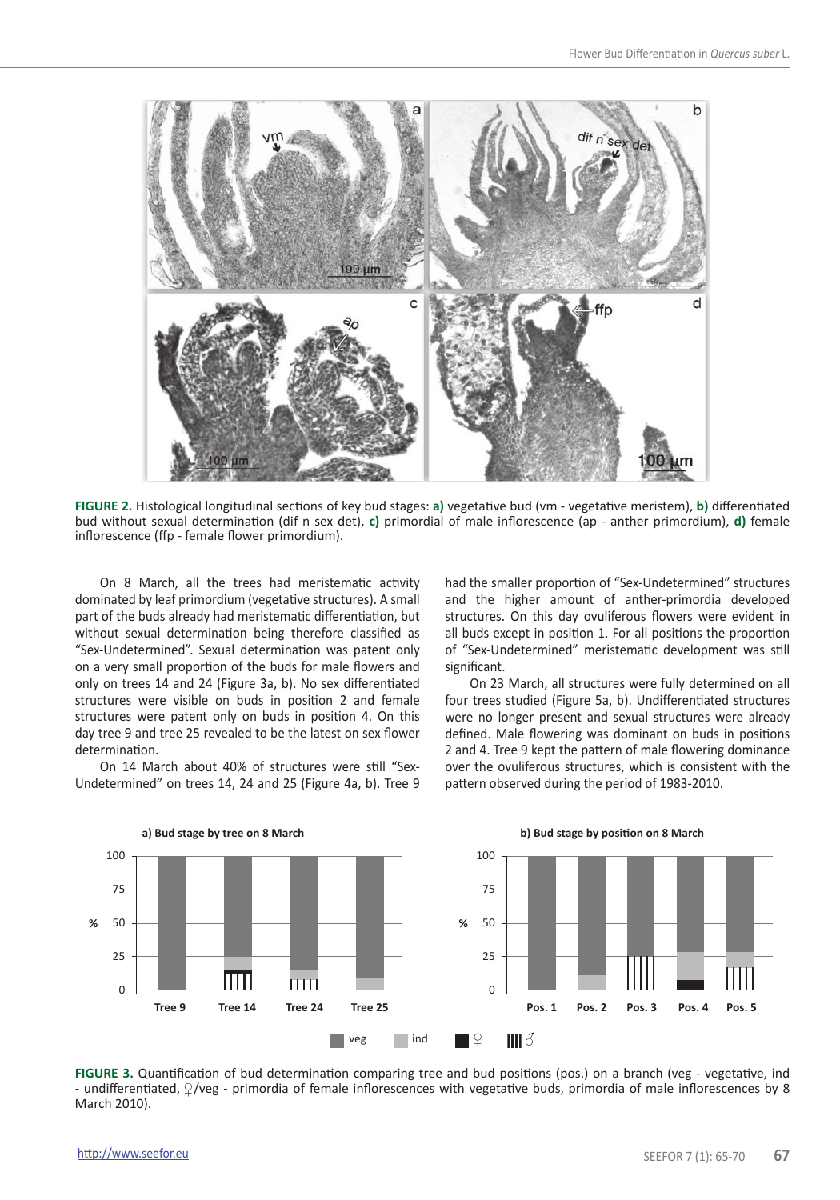**FIGURE 2.** Histological longitudinal sections of key bud stages: **a)** vegetative bud (vm - vegetative meristem), **b)** differentiated bud without sexual determination (dif n sex det), **c)** primordial of male inflorescence (ap - anther primordium), **d)** female inflorescence (ffp - female flower primordium).

On 8 March, all the trees had meristematic activity dominated by leaf primordium (vegetative structures). A small part of the buds already had meristematic differentiation, but without sexual determination being therefore classified as "Sex-Undetermined". Sexual determination was patent only on a very small proportion of the buds for male flowers and only on trees 14 and 24 (Figure 3a, b). No sex differentiated structures were visible on buds in position 2 and female structures were patent only on buds in position 4. On this day tree 9 and tree 25 revealed to be the latest on sex flower determination.

On 14 March about 40% of structures were still "Sex-Undetermined" on trees 14, 24 and 25 (Figure 4a, b). Tree 9 had the smaller proportion of "Sex-Undetermined" structures and the higher amount of anther-primordia developed structures. On this day ovuliferous flowers were evident in all buds except in position 1. For all positions the proportion of "Sex-Undetermined" meristematic development was still significant.

On 23 March, all structures were fully determined on all four trees studied (Figure 5a, b). Undifferentiated structures were no longer present and sexual structures were already defined. Male flowering was dominant on buds in positions 2 and 4. Tree 9 kept the pattern of male flowering dominance over the ovuliferous structures, which is consistent with the pattern observed during the period of 1983-2010.

**FIGURE 3.** Quantification of bud determination comparing tree and bud positions (pos.) on a branch (veg - vegetative, ind - undifferentiated, ♀/veg - primordia of female inflorescences with vegetative buds, primordia of male inflorescences by 8 March 2010).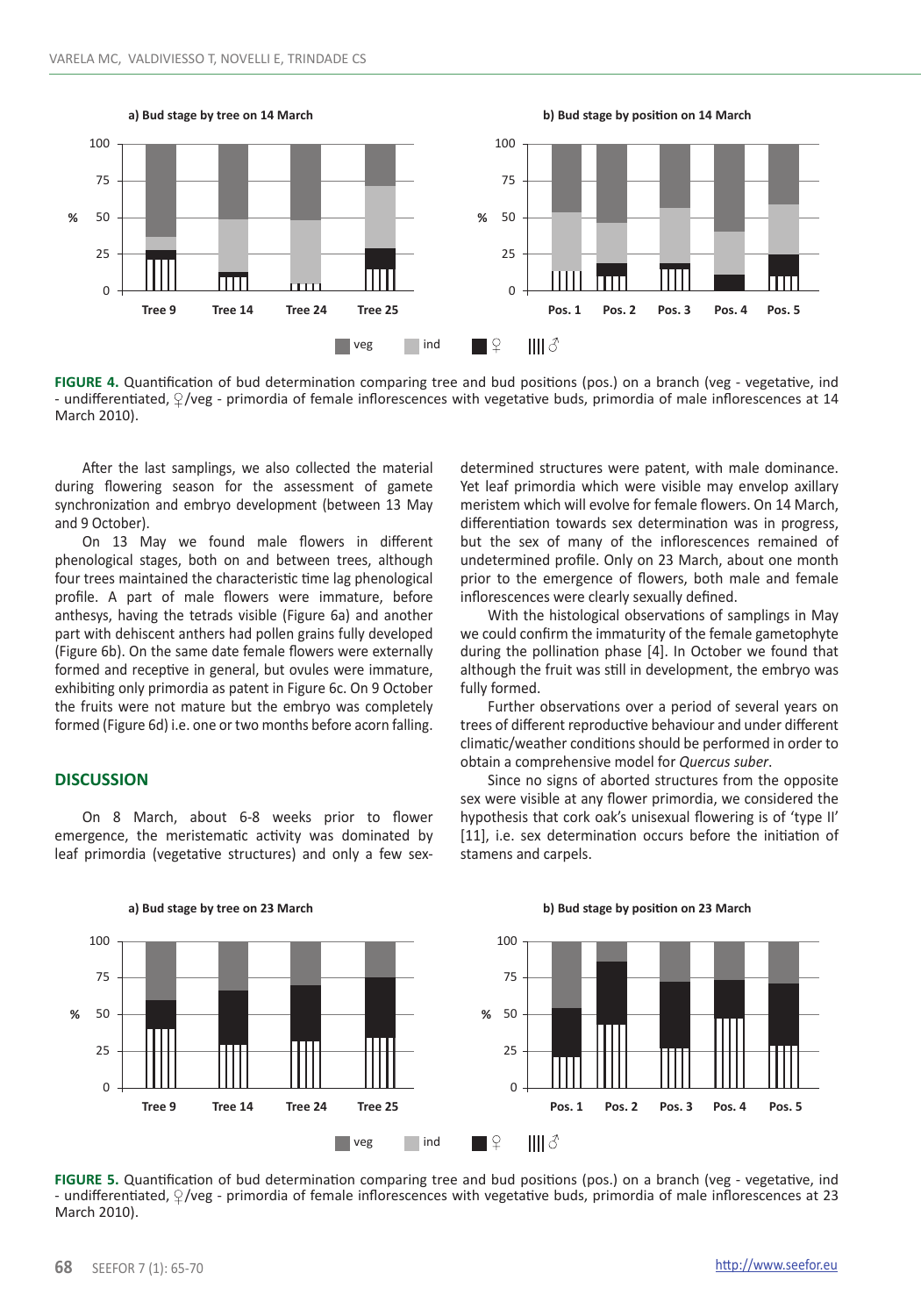FIGURE 4. Quantification of bud determination comparing tree and bud positions (pos.) on a branch (veg - vegetative, ind - undifferentiated, ♀/veg - primordia of female inflorescences with vegetative buds, primordia of male inflorescences at 14 March 2010).

After the last samplings, we also collected the material during flowering season for the assessment of gamete synchronization and embryo development (between 13 May and 9 October).

On 13 May we found male flowers in different phenological stages, both on and between trees, although four trees maintained the characteristic time lag phenological profile. A part of male flowers were immature, before anthesys, having the tetrads visible (Figure 6a) and another part with dehiscent anthers had pollen grains fully developed (Figure 6b). On the same date female flowers were externally formed and receptive in general, but ovules were immature, exhibiting only primordia as patent in Figure 6c. On 9 October the fruits were not mature but the embryo was completely formed (Figure 6d) i.e. one or two months before acorn falling.

## DISCUSSION

On 8 March, about 6-8 weeks prior to flower emergence, the meristematic activity was dominated by leaf primordia (vegetative structures) and only a few sex-determined structures were patent, with male dominance. Yet leaf primordia which were visible may envelop axillary meristem which will evolve for female flowers. On 14 March, differentiation towards sex determination was in progress, but the sex of many of the inflorescences remained of undetermined profile. Only on 23 March, about one month prior to the emergence of flowers, both male and female inflorescences were clearly sexually defined.

With the histological observations of samplings in May we could confirm the immaturity of the female gametophyte during the pollination phase [4]. In October we found that although the fruit was still in development, the embryo was fully formed.

Further observations over a period of several years on trees of different reproductive behaviour and under different climatic/weather conditions should be performed in order to obtain a comprehensive model for *Quercus suber*.

Since no signs of aborted structures from the opposite sex were visible at any flower primordia, we considered the hypothesis that cork oak's unisexual flowering is of 'type II' [11], i.e. sex determination occurs before the initiation of stamens and carpels.

FIGURE 5. Quantification of bud determination comparing tree and bud positions (pos.) on a branch (veg - vegetative, ind - undifferentiated, ♀/veg - primordia of female inflorescences with vegetative buds, primordia of male inflorescences at 23 March 2010).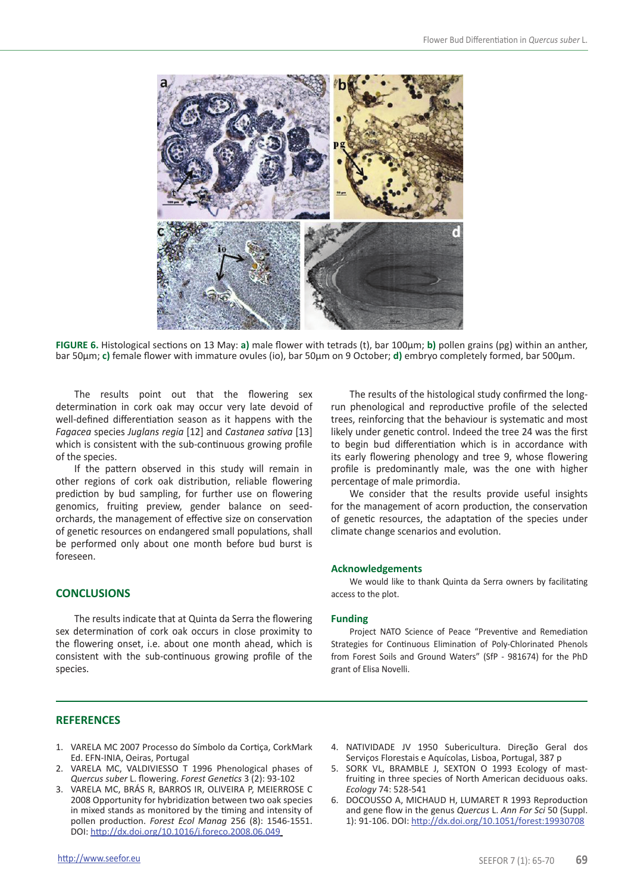FIGURE 6. Histological sections on 13 May: **a)** male flower with tetrads (t), bar 100µm; **b)** pollen grains (pg) within an anther, bar 50µm; **c)** female flower with immature ovules (io), bar 50µm on 9 October; **d)** embryo completely formed, bar 500µm.

The results point out that the flowering sex determination in cork oak may occur very late devoid of well-defined differentiation season as it happens with the *Fagacea* species *Juglans regia* [12] and *Castanea sativa* [13] which is consistent with the sub-continuous growing profile of the species.

If the pattern observed in this study will remain in other regions of cork oak distribution, reliable flowering prediction by bud sampling, for further use on flowering genomics, fruiting preview, gender balance on seed-orchards, the management of effective size on conservation of genetic resources on endangered small populations, shall be performed only about one month before bud burst is foreseen.

## CONCLUSIONS

The results indicate that at Quinta da Serra the flowering sex determination of cork oak occurs in close proximity to the flowering onset, i.e. about one month ahead, which is consistent with the sub-continuous growing profile of the species.

The results of the histological study confirmed the long-run phenological and reproductive profile of the selected trees, reinforcing that the behaviour is systematic and most likely under genetic control. Indeed the tree 24 was the first to begin bud differentiation which is in accordance with its early flowering phenology and tree 9, whose flowering profile is predominantly male, was the one with higher percentage of male primordia.

We consider that the results provide useful insights for the management of acorn production, the conservation of genetic resources, the adaptation of the species under climate change scenarios and evolution.

### Acknowledgements

We would like to thank Quinta da Serra owners by facilitating access to the plot.

### Funding

Project NATO Science of Peace "Preventive and Remediation Strategies for Continuous Elimination of Poly-Chlorinated Phenols from Forest Soils and Ground Waters" (SfP - 981674) for the PhD grant of Elisa Novelli.

## REFERENCES

1. VARELA MC 2007 Processo do Símbolo da Cortiça, CorkMark Ed. EFN-INIA, Oeiras, Portugal
2. VARELA MC, VALDIVIESSO T 1996 Phenological phases of *Quercus suber* L. flowering. *Forest Genetics* 3 (2): 93-102
3. VARELA MC, BRÁS R, BARROS IR, OLIVEIRA P, MEIERROSE C 2008 Opportunity for hybridization between two oak species in mixed stands as monitored by the timing and intensity of pollen production. *Forest Ecol Manag* 256 (8): 1546-1551. DOI: http://dx.doi.org/10.1016/j.foreco.2008.06.049
4. NATIVIDADE JV 1950 Subericultura. Direção Geral dos Serviços Florestais e Aquícolas, Lisboa, Portugal, 387 p
5. SORK VL, BRAMBLE J, SEXTON O 1993 Ecology of mast-fruiting in three species of North American deciduous oaks. *Ecology* 74: 528-541
6. DOCOUSSO A, MICHAUD H, LUMARET R 1993 Reproduction and gene flow in the genus *Quercus* L. *Ann For Sci* 50 (Suppl. 1): 91-106. DOI: http://dx.doi.org/10.1051/forest:19930708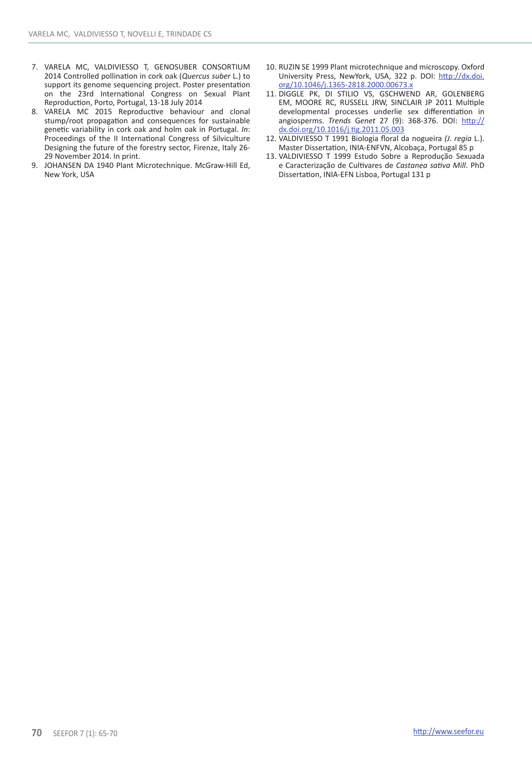7. VARELA MC, VALDIVIESSO T, GENOSUBER CONSORTIUM 2014 Controlled pollination in cork oak (*Quercus suber* L.) to support its genome sequencing project. Poster presentation on the 23rd International Congress on Sexual Plant Reproduction, Porto, Portugal, 13-18 July 2014
8. VARELA MC 2015 Reproductive behaviour and clonal stump/root propagation and consequences for sustainable genetic variability in cork oak and holm oak in Portugal. *In*: Proceedings of the II International Congress of Silviculture Designing the future of the forestry sector, Firenze, Italy 26-29 November 2014. In print.
9. JOHANSEN DA 1940 Plant Microtechnique. McGraw-Hill Ed, New York, USA
10. RUZIN SE 1999 Plant microtechnique and microscopy. Oxford University Press, NewYork, USA, 322 p. DOI: http://dx.doi.org/10.1046/j.1365-2818.2000.00673.x
11. DIGGLE PK, DI STILIO VS, GSCHWEND AR, GOLENBERG EM, MOORE RC, RUSSELL JRW, SINCLAIR JP 2011 Multiple developmental processes underlie sex differentiation in angiosperms. *Trends Genet* 27 (9): 368-376. DOI: http://dx.doi.org/10.1016/j.tig.2011.05.003
12. VALDIVIESSO T 1991 Biologia floral da nogueira *(J. regia* L.). Master Dissertation, INIA-ENFVN, Alcobaça, Portugal 85 p
13. VALDIVIESSO T 1999 Estudo Sobre a Reprodução Sexuada e Caracterização de Cultivares de *Castanea sativa Mill*. PhD Dissertation, INIA-EFN Lisboa, Portugal 131 p